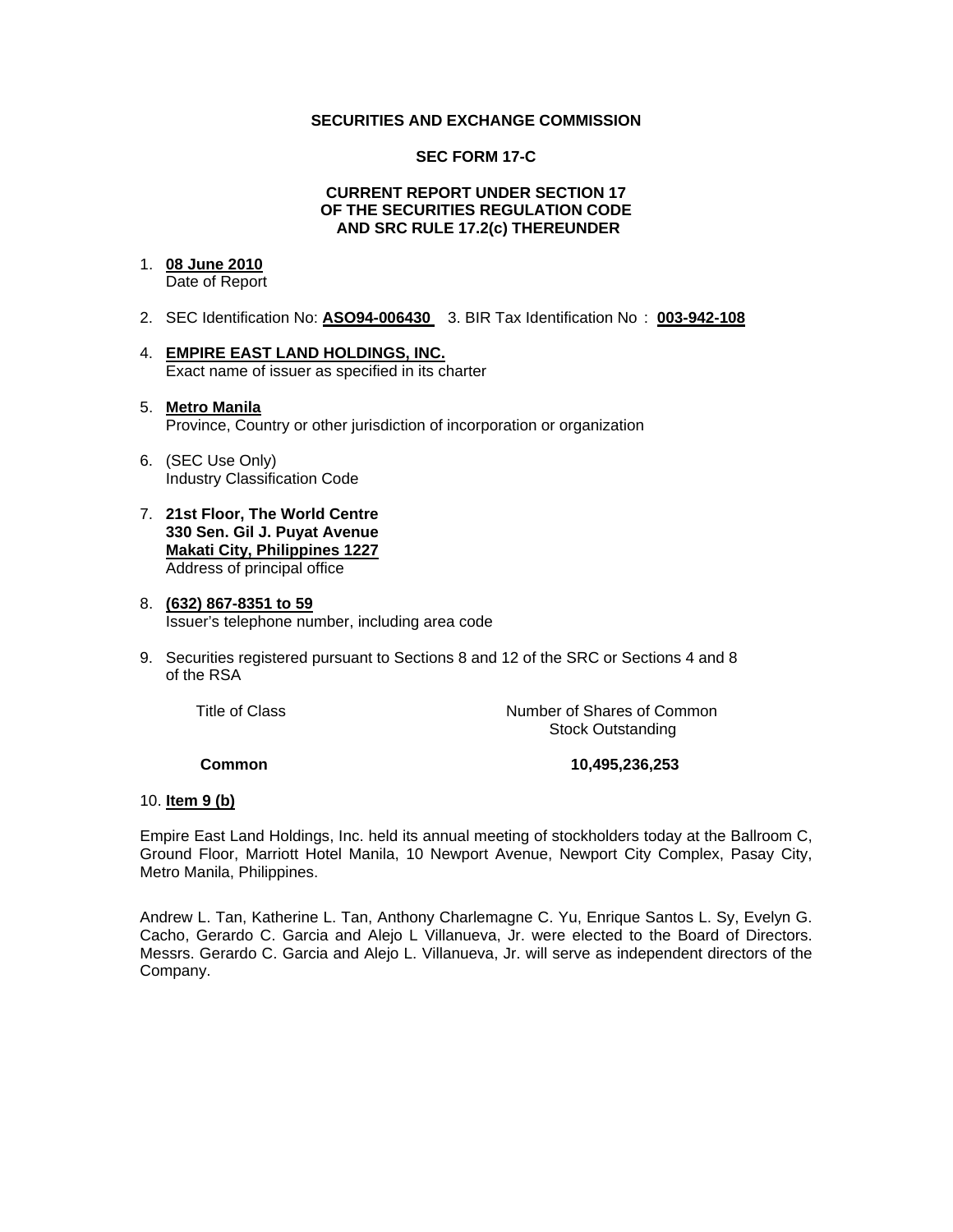**SECURITIES AND EXCHANGE COMMISSION**

**SEC FORM 17-C**

**CURRENT REPORT UNDER SECTION 17**
**OF THE SECURITIES REGULATION CODE**
**AND SRC RULE 17.2(c) THEREUNDER**

1. **08 June 2010**
   Date of Report

2. SEC Identification No: **ASO94-006430** 3. BIR Tax Identification No : **003-942-108**

4. **EMPIRE EAST LAND HOLDINGS, INC.**
   Exact name of issuer as specified in its charter

5. **Metro Manila**
   Province, Country or other jurisdiction of incorporation or organization

6. (SEC Use Only)
   Industry Classification Code

7. **21st Floor, The World Centre**
   **330 Sen. Gil J. Puyat Avenue**
   **Makati City, Philippines 1227**
   Address of principal office

8. **(632) 867-8351 to 59**
   Issuer's telephone number, including area code

9. Securities registered pursuant to Sections 8 and 12 of the SRC or Sections 4 and 8 of the RSA

| Title of Class | Number of Shares of Common Stock Outstanding |
|---|---|
| **Common** | **10,495,236,253** |

10. **Item 9 (b)**

Empire East Land Holdings, Inc. held its annual meeting of stockholders today at the Ballroom C, Ground Floor, Marriott Hotel Manila, 10 Newport Avenue, Newport City Complex, Pasay City, Metro Manila, Philippines.

Andrew L. Tan, Katherine L. Tan, Anthony Charlemagne C. Yu, Enrique Santos L. Sy, Evelyn G. Cacho, Gerardo C. Garcia and Alejo L Villanueva, Jr. were elected to the Board of Directors. Messrs. Gerardo C. Garcia and Alejo L. Villanueva, Jr. will serve as independent directors of the Company.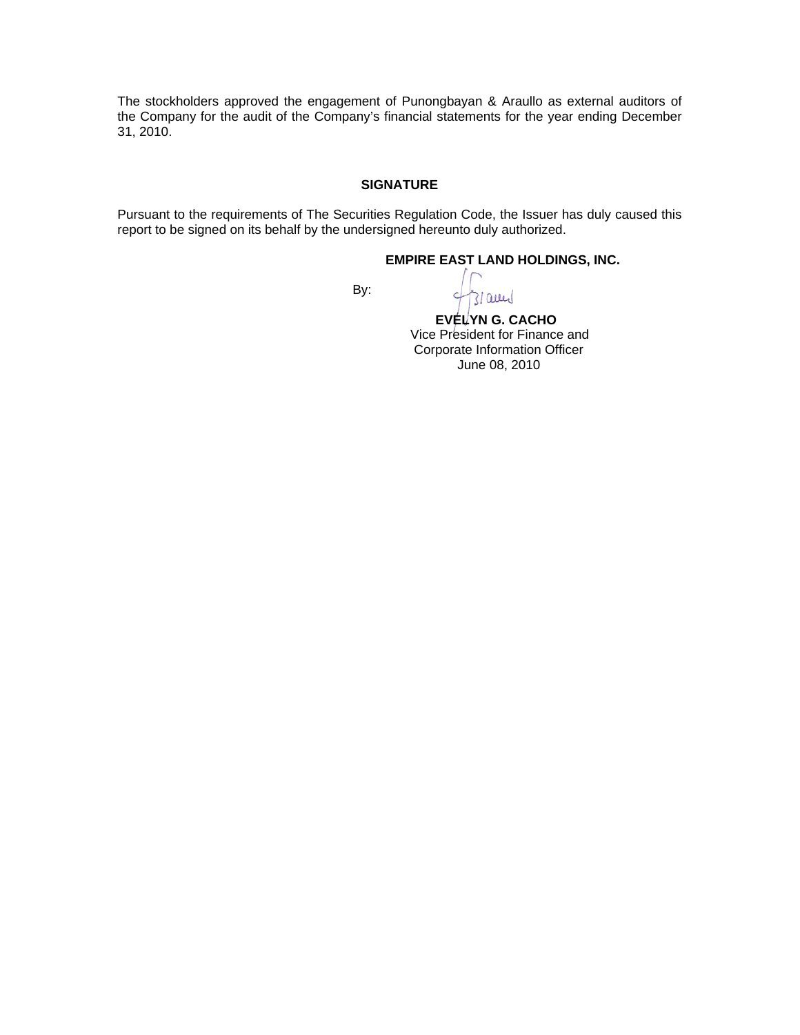The stockholders approved the engagement of Punongbayan & Araullo as external auditors of the Company for the audit of the Company's financial statements for the year ending December 31, 2010.

**SIGNATURE**

Pursuant to the requirements of The Securities Regulation Code, the Issuer has duly caused this report to be signed on its behalf by the undersigned hereunto duly authorized.

**EMPIRE EAST LAND HOLDINGS, INC.**

By:

**EVELYN G. CACHO**
Vice President for Finance and
Corporate Information Officer
June 08, 2010